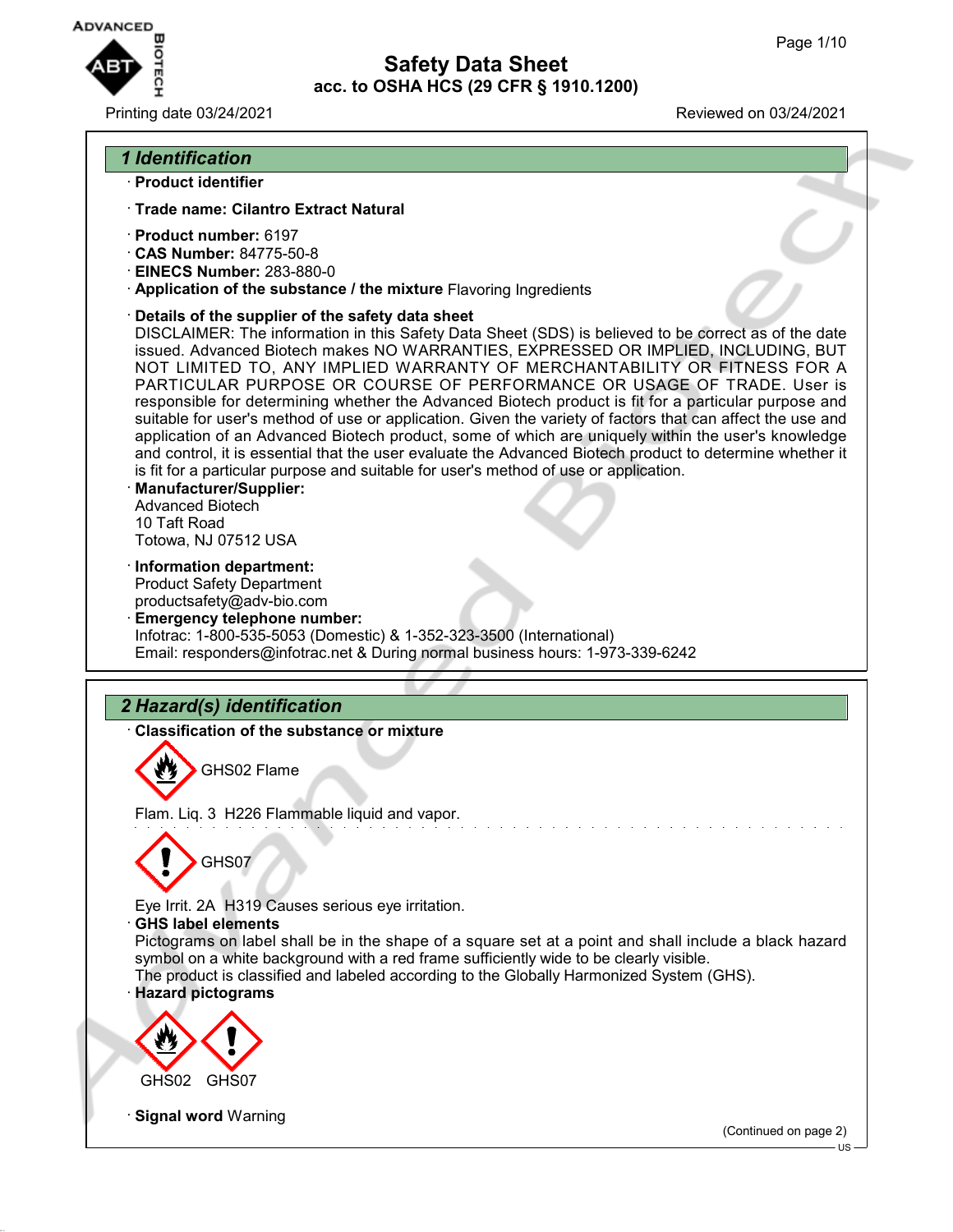# Safety Data Sheet
## acc. to OSHA HCS (29 CFR § 1910.1200)

Printing date 03/24/2021 Reviewed on 03/24/2021

## 1 Identification

· **Product identifier**

· **Trade name: Cilantro Extract Natural**

· **Product number:** 6197
· **CAS Number:** 84775-50-8
· **EINECS Number:** 283-880-0
· **Application of the substance / the mixture** Flavoring Ingredients

· **Details of the supplier of the safety data sheet**
DISCLAIMER: The information in this Safety Data Sheet (SDS) is believed to be correct as of the date issued. Advanced Biotech makes NO WARRANTIES, EXPRESSED OR IMPLIED, INCLUDING, BUT NOT LIMITED TO, ANY IMPLIED WARRANTY OF MERCHANTABILITY OR FITNESS FOR A PARTICULAR PURPOSE OR COURSE OF PERFORMANCE OR USAGE OF TRADE. User is responsible for determining whether the Advanced Biotech product is fit for a particular purpose and suitable for user's method of use or application. Given the variety of factors that can affect the use and application of an Advanced Biotech product, some of which are uniquely within the user's knowledge and control, it is essential that the user evaluate the Advanced Biotech product to determine whether it is fit for a particular purpose and suitable for user's method of use or application.

· **Manufacturer/Supplier:**
Advanced Biotech
10 Taft Road
Totowa, NJ 07512 USA

· **Information department:**
Product Safety Department
productsafety@adv-bio.com

· **Emergency telephone number:**
Infotrac: 1-800-535-5053 (Domestic) & 1-352-323-3500 (International)
Email: responders@infotrac.net & During normal business hours: 1-973-339-6242

## 2 Hazard(s) identification

· **Classification of the substance or mixture**

GHS02 Flame

Flam. Liq. 3 H226 Flammable liquid and vapor.

GHS07

Eye Irrit. 2A H319 Causes serious eye irritation.

· **GHS label elements**
Pictograms on label shall be in the shape of a square set at a point and shall include a black hazard symbol on a white background with a red frame sufficiently wide to be clearly visible.
The product is classified and labeled according to the Globally Harmonized System (GHS).

· **Hazard pictograms**

GHS02 GHS07

· **Signal word** Warning

(Continued on page 2)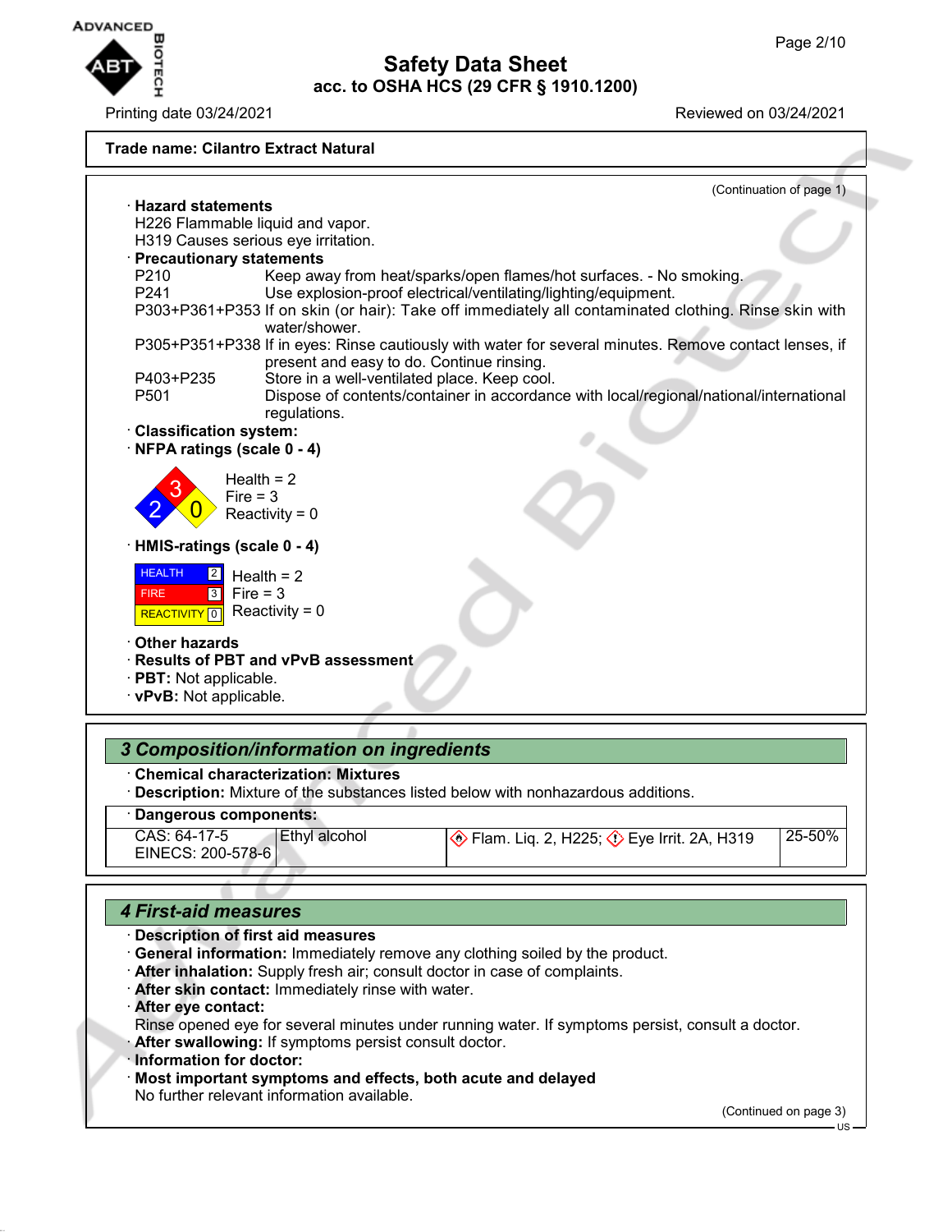**Trade name: Cilantro Extract Natural**

(Continuation of page 1)

· **Hazard statements**
H226 Flammable liquid and vapor.
H319 Causes serious eye irritation.

· **Precautionary statements**

| | |
|---|---|
| P210 | Keep away from heat/sparks/open flames/hot surfaces. - No smoking. |
| P241 | Use explosion-proof electrical/ventilating/lighting/equipment. |
| P303+P361+P353 | If on skin (or hair): Take off immediately all contaminated clothing. Rinse skin with water/shower. |
| P305+P351+P338 | If in eyes: Rinse cautiously with water for several minutes. Remove contact lenses, if present and easy to do. Continue rinsing. |
| P403+P235 | Store in a well-ventilated place. Keep cool. |
| P501 | Dispose of contents/container in accordance with local/regional/national/international regulations. |

· **Classification system:**

· **NFPA ratings (scale 0 - 4)**

Health = 2
Fire = 3
Reactivity = 0

· **HMIS-ratings (scale 0 - 4)**

| | | |
|---|---|---|
| HEALTH | 2 | Health = 2 |
| FIRE | 3 | Fire = 3 |
| REACTIVITY | 0 | Reactivity = 0 |

· **Other hazards**
· **Results of PBT and vPvB assessment**
· **PBT:** Not applicable.
· **vPvB:** Not applicable.

## *3 Composition/information on ingredients*

· **Chemical characterization: Mixtures**
· **Description:** Mixture of the substances listed below with nonhazardous additions.

· **Dangerous components:**

| | | | |
|---|---|---|---|
| CAS: 64-17-5<br>EINECS: 200-578-6 | Ethyl alcohol | Flam. Liq. 2, H225; Eye Irrit. 2A, H319 | 25-50% |

## *4 First-aid measures*

· **Description of first aid measures**
· **General information:** Immediately remove any clothing soiled by the product.
· **After inhalation:** Supply fresh air; consult doctor in case of complaints.
· **After skin contact:** Immediately rinse with water.
· **After eye contact:**
Rinse opened eye for several minutes under running water. If symptoms persist, consult a doctor.
· **After swallowing:** If symptoms persist consult doctor.
· **Information for doctor:**
· **Most important symptoms and effects, both acute and delayed**
No further relevant information available.

(Continued on page 3)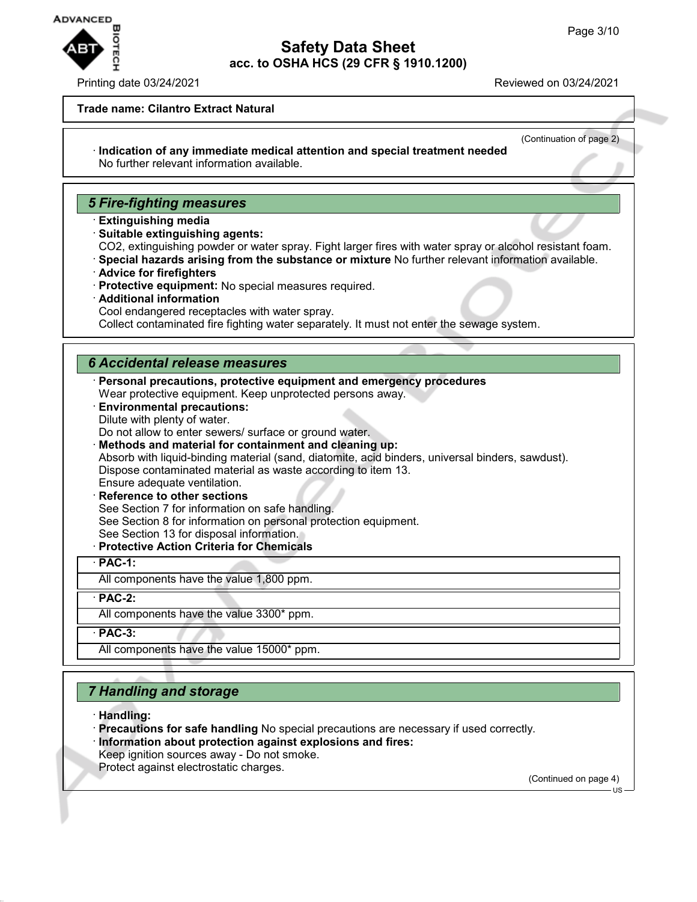**Trade name: Cilantro Extract Natural**

(Continuation of page 2)

· **Indication of any immediate medical attention and special treatment needed**
No further relevant information available.

## 5 Fire-fighting measures

· **Extinguishing media**
· **Suitable extinguishing agents:**
CO2, extinguishing powder or water spray. Fight larger fires with water spray or alcohol resistant foam.
· **Special hazards arising from the substance or mixture** No further relevant information available.
· **Advice for firefighters**
· **Protective equipment:** No special measures required.
· **Additional information**
Cool endangered receptacles with water spray.
Collect contaminated fire fighting water separately. It must not enter the sewage system.

## 6 Accidental release measures

· **Personal precautions, protective equipment and emergency procedures**
Wear protective equipment. Keep unprotected persons away.
· **Environmental precautions:**
Dilute with plenty of water.
Do not allow to enter sewers/ surface or ground water.
· **Methods and material for containment and cleaning up:**
Absorb with liquid-binding material (sand, diatomite, acid binders, universal binders, sawdust).
Dispose contaminated material as waste according to item 13.
Ensure adequate ventilation.
· **Reference to other sections**
See Section 7 for information on safe handling.
See Section 8 for information on personal protection equipment.
See Section 13 for disposal information.
· **Protective Action Criteria for Chemicals**

| · **PAC-1:** |
| --- |
| All components have the value 1,800 ppm. |

| · **PAC-2:** |
| --- |
| All components have the value 3300* ppm. |

| · **PAC-3:** |
| --- |
| All components have the value 15000* ppm. |

## 7 Handling and storage

· **Handling:**
· **Precautions for safe handling** No special precautions are necessary if used correctly.
· **Information about protection against explosions and fires:**
Keep ignition sources away - Do not smoke.
Protect against electrostatic charges.

(Continued on page 4)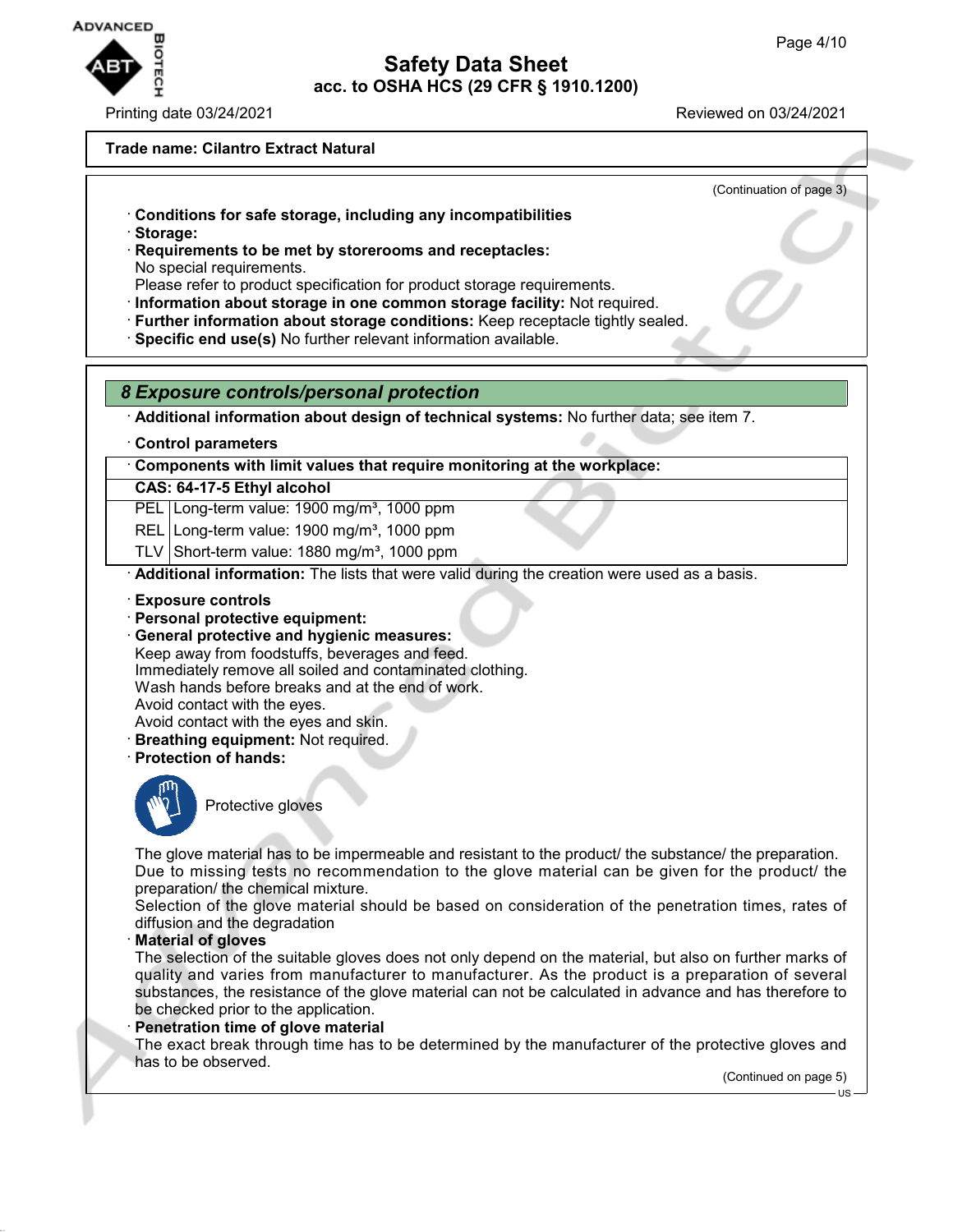**Trade name: Cilantro Extract Natural**

(Continuation of page 3)

· **Conditions for safe storage, including any incompatibilities**
· **Storage:**
· **Requirements to be met by storerooms and receptacles:**
No special requirements.
Please refer to product specification for product storage requirements.
· **Information about storage in one common storage facility:** Not required.
· **Further information about storage conditions:** Keep receptacle tightly sealed.
· **Specific end use(s)** No further relevant information available.

## 8 Exposure controls/personal protection

· **Additional information about design of technical systems:** No further data; see item 7.

· **Control parameters**

| · Components with limit values that require monitoring at the workplace: | |
|---|---|
| **CAS: 64-17-5 Ethyl alcohol** | |
| PEL | Long-term value: 1900 mg/m³, 1000 ppm |
| REL | Long-term value: 1900 mg/m³, 1000 ppm |
| TLV | Short-term value: 1880 mg/m³, 1000 ppm |

· **Additional information:** The lists that were valid during the creation were used as a basis.

· **Exposure controls**
· **Personal protective equipment:**
· **General protective and hygienic measures:**
Keep away from foodstuffs, beverages and feed.
Immediately remove all soiled and contaminated clothing.
Wash hands before breaks and at the end of work.
Avoid contact with the eyes.
Avoid contact with the eyes and skin.
· **Breathing equipment:** Not required.
· **Protection of hands:**

Protective gloves

The glove material has to be impermeable and resistant to the product/ the substance/ the preparation.
Due to missing tests no recommendation to the glove material can be given for the product/ the preparation/ the chemical mixture.
Selection of the glove material should be based on consideration of the penetration times, rates of diffusion and the degradation
· **Material of gloves**
The selection of the suitable gloves does not only depend on the material, but also on further marks of quality and varies from manufacturer to manufacturer. As the product is a preparation of several substances, the resistance of the glove material can not be calculated in advance and has therefore to be checked prior to the application.
· **Penetration time of glove material**
The exact break through time has to be determined by the manufacturer of the protective gloves and has to be observed.

(Continued on page 5)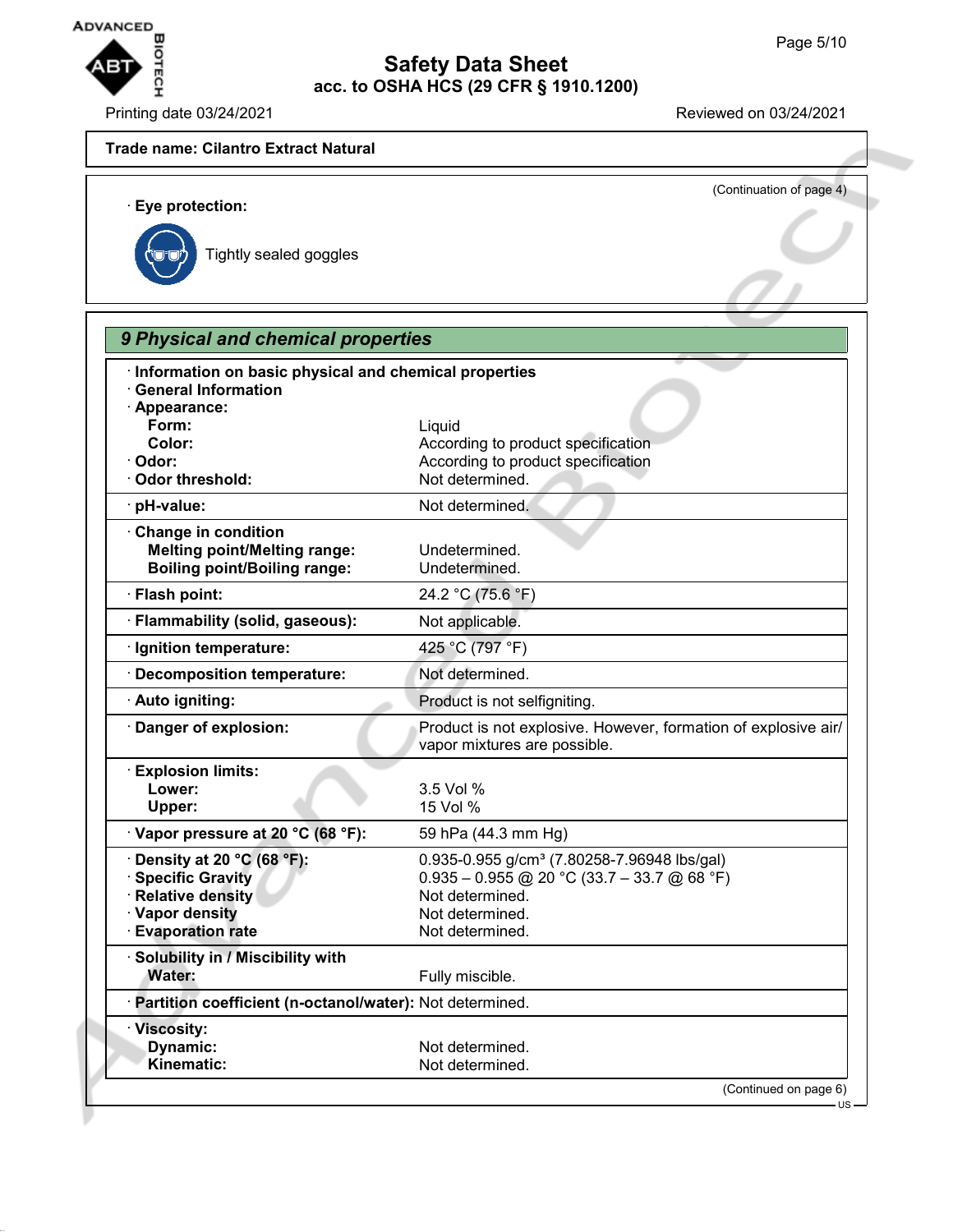Trade name: Cilantro Extract Natural

(Continuation of page 4)

· **Eye protection:**

Tightly sealed goggles

## 9 Physical and chemical properties

| | |
|---|---|
| · **Information on basic physical and chemical properties** | |
| · **General Information** | |
| · **Appearance:** | |
| **Form:** | Liquid |
| **Color:** | According to product specification |
| · **Odor:** | According to product specification |
| · **Odor threshold:** | Not determined. |
| · **pH-value:** | Not determined. |
| · **Change in condition** | |
| **Melting point/Melting range:** | Undetermined. |
| **Boiling point/Boiling range:** | Undetermined. |
| · **Flash point:** | 24.2 °C (75.6 °F) |
| · **Flammability (solid, gaseous):** | Not applicable. |
| · **Ignition temperature:** | 425 °C (797 °F) |
| · **Decomposition temperature:** | Not determined. |
| · **Auto igniting:** | Product is not selfigniting. |
| · **Danger of explosion:** | Product is not explosive. However, formation of explosive air/vapor mixtures are possible. |
| · **Explosion limits:** | |
| **Lower:** | 3.5 Vol % |
| **Upper:** | 15 Vol % |
| · **Vapor pressure at 20 °C (68 °F):** | 59 hPa (44.3 mm Hg) |
| · **Density at 20 °C (68 °F):** | 0.935-0.955 g/cm³ (7.80258-7.96948 lbs/gal) |
| · **Specific Gravity** | 0.935 – 0.955 @ 20 °C (33.7 – 33.7 @ 68 °F) |
| · **Relative density** | Not determined. |
| · **Vapor density** | Not determined. |
| · **Evaporation rate** | Not determined. |
| · **Solubility in / Miscibility with** | |
| **Water:** | Fully miscible. |
| · **Partition coefficient (n-octanol/water):** | Not determined. |
| · **Viscosity:** | |
| **Dynamic:** | Not determined. |
| **Kinematic:** | Not determined. |

(Continued on page 6)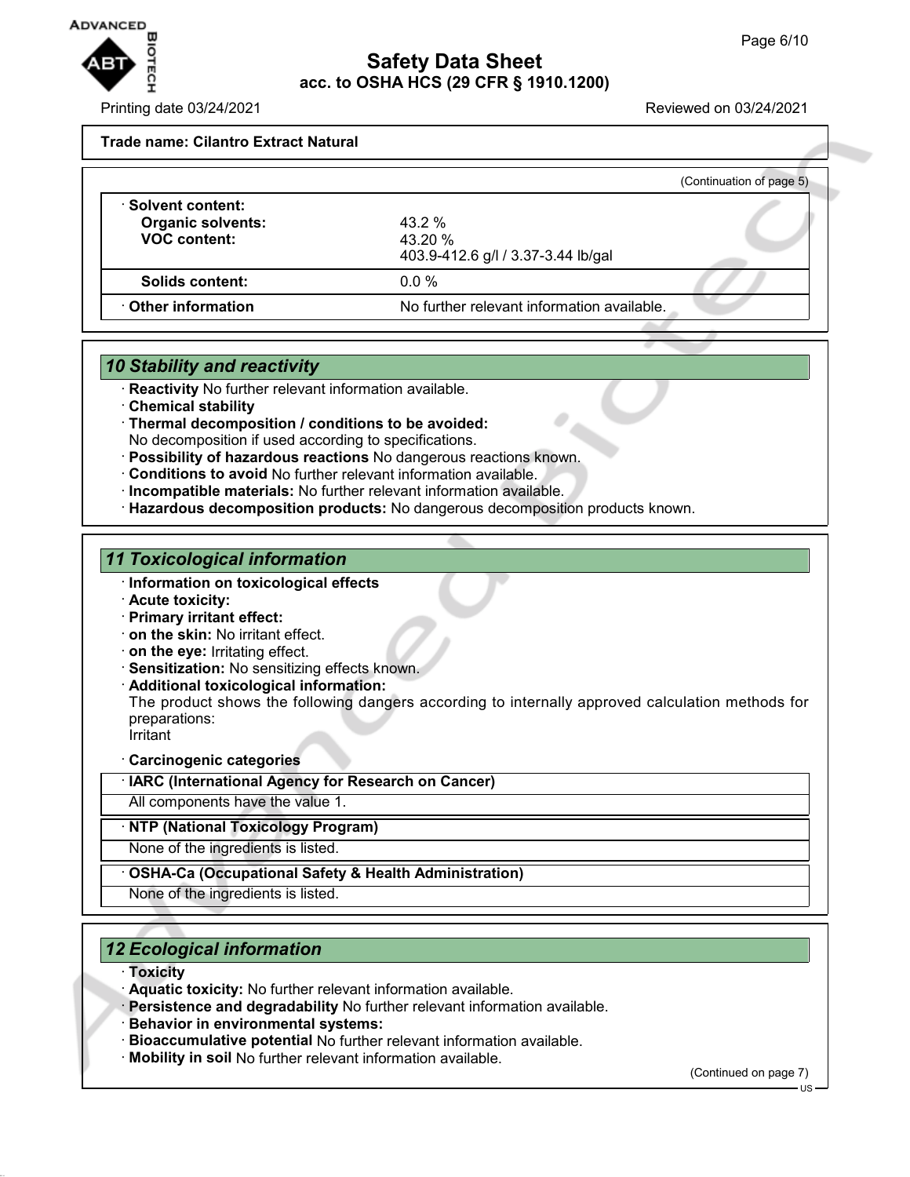**Trade name: Cilantro Extract Natural**

(Continuation of page 5)

| · **Solvent content:** | |
|---|---|
| **Organic solvents:** | 43.2 % |
| **VOC content:** | 43.20 %<br>403.9-412.6 g/l / 3.37-3.44 lb/gal |
| **Solids content:** | 0.0 % |
| · **Other information** | No further relevant information available. |

## 10 Stability and reactivity

· **Reactivity** No further relevant information available.
· **Chemical stability**
· **Thermal decomposition / conditions to be avoided:**
No decomposition if used according to specifications.
· **Possibility of hazardous reactions** No dangerous reactions known.
· **Conditions to avoid** No further relevant information available.
· **Incompatible materials:** No further relevant information available.
· **Hazardous decomposition products:** No dangerous decomposition products known.

## 11 Toxicological information

· **Information on toxicological effects**
· **Acute toxicity:**
· **Primary irritant effect:**
· **on the skin:** No irritant effect.
· **on the eye:** Irritating effect.
· **Sensitization:** No sensitizing effects known.
· **Additional toxicological information:**
The product shows the following dangers according to internally approved calculation methods for preparations:
Irritant

· **Carcinogenic categories**

· **IARC (International Agency for Research on Cancer)**
All components have the value 1.

· **NTP (National Toxicology Program)**
None of the ingredients is listed.

· **OSHA-Ca (Occupational Safety & Health Administration)**
None of the ingredients is listed.

## 12 Ecological information

· **Toxicity**
· **Aquatic toxicity:** No further relevant information available.
· **Persistence and degradability** No further relevant information available.
· **Behavior in environmental systems:**
· **Bioaccumulative potential** No further relevant information available.
· **Mobility in soil** No further relevant information available.

(Continued on page 7)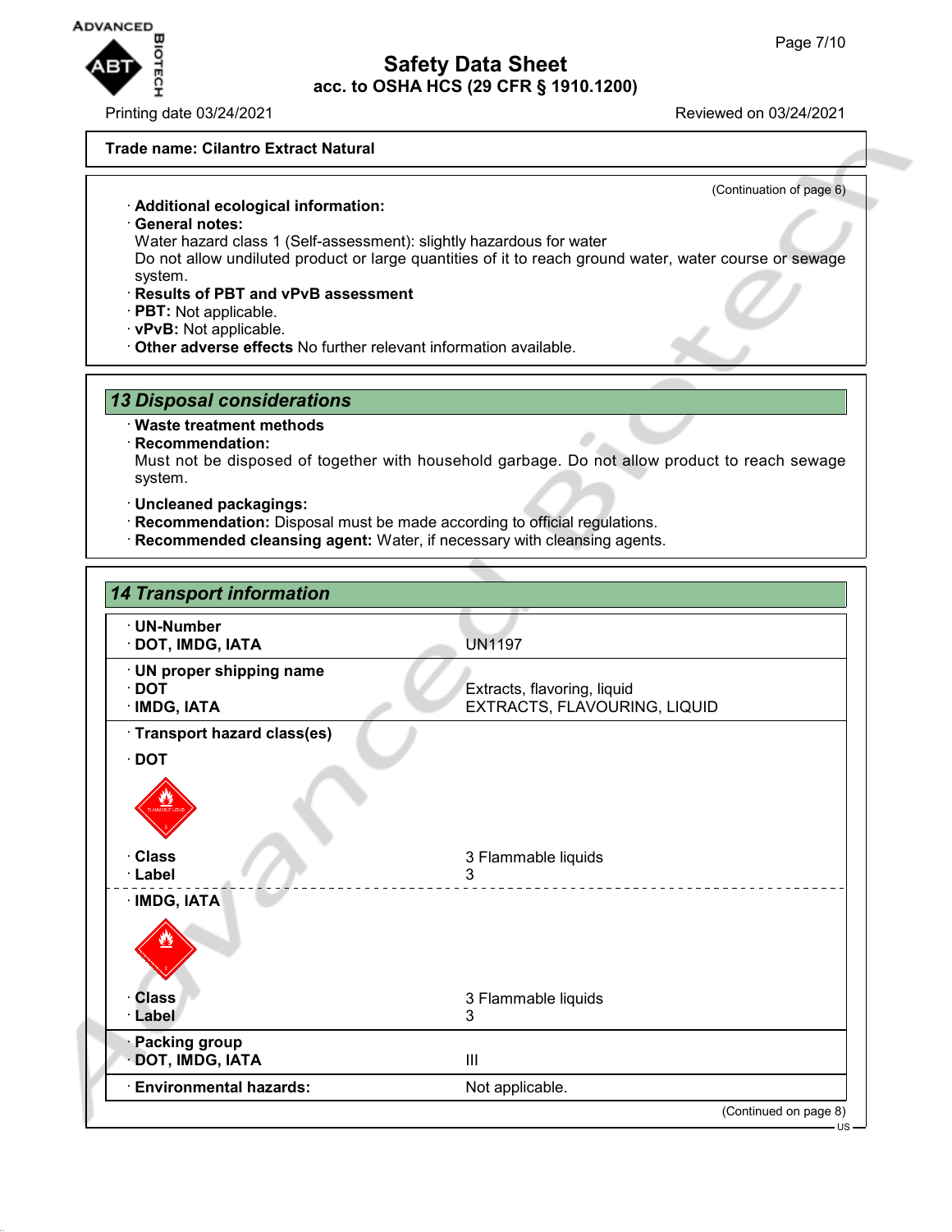Trade name: Cilantro Extract Natural

(Continuation of page 6)

· **Additional ecological information:**
· **General notes:**
Water hazard class 1 (Self-assessment): slightly hazardous for water
Do not allow undiluted product or large quantities of it to reach ground water, water course or sewage system.
· **Results of PBT and vPvB assessment**
· **PBT:** Not applicable.
· **vPvB:** Not applicable.
· **Other adverse effects** No further relevant information available.

## 13 Disposal considerations

· **Waste treatment methods**
· **Recommendation:**
Must not be disposed of together with household garbage. Do not allow product to reach sewage system.

· **Uncleaned packagings:**
· **Recommendation:** Disposal must be made according to official regulations.
· **Recommended cleansing agent:** Water, if necessary with cleansing agents.

## 14 Transport information

| | |
|---|---|
| · **UN-Number** | |
| · **DOT, IMDG, IATA** | UN1197 |
| · **UN proper shipping name** | |
| · **DOT** | Extracts, flavoring, liquid |
| · **IMDG, IATA** | EXTRACTS, FLAVOURING, LIQUID |
| · **Transport hazard class(es)** | |
| · **DOT** | |
| · **Class** | 3 Flammable liquids |
| · **Label** | 3 |
| · **IMDG, IATA** | |
| · **Class** | 3 Flammable liquids |
| · **Label** | 3 |
| · **Packing group** | |
| · **DOT, IMDG, IATA** | III |
| · **Environmental hazards:** | Not applicable. |

(Continued on page 8)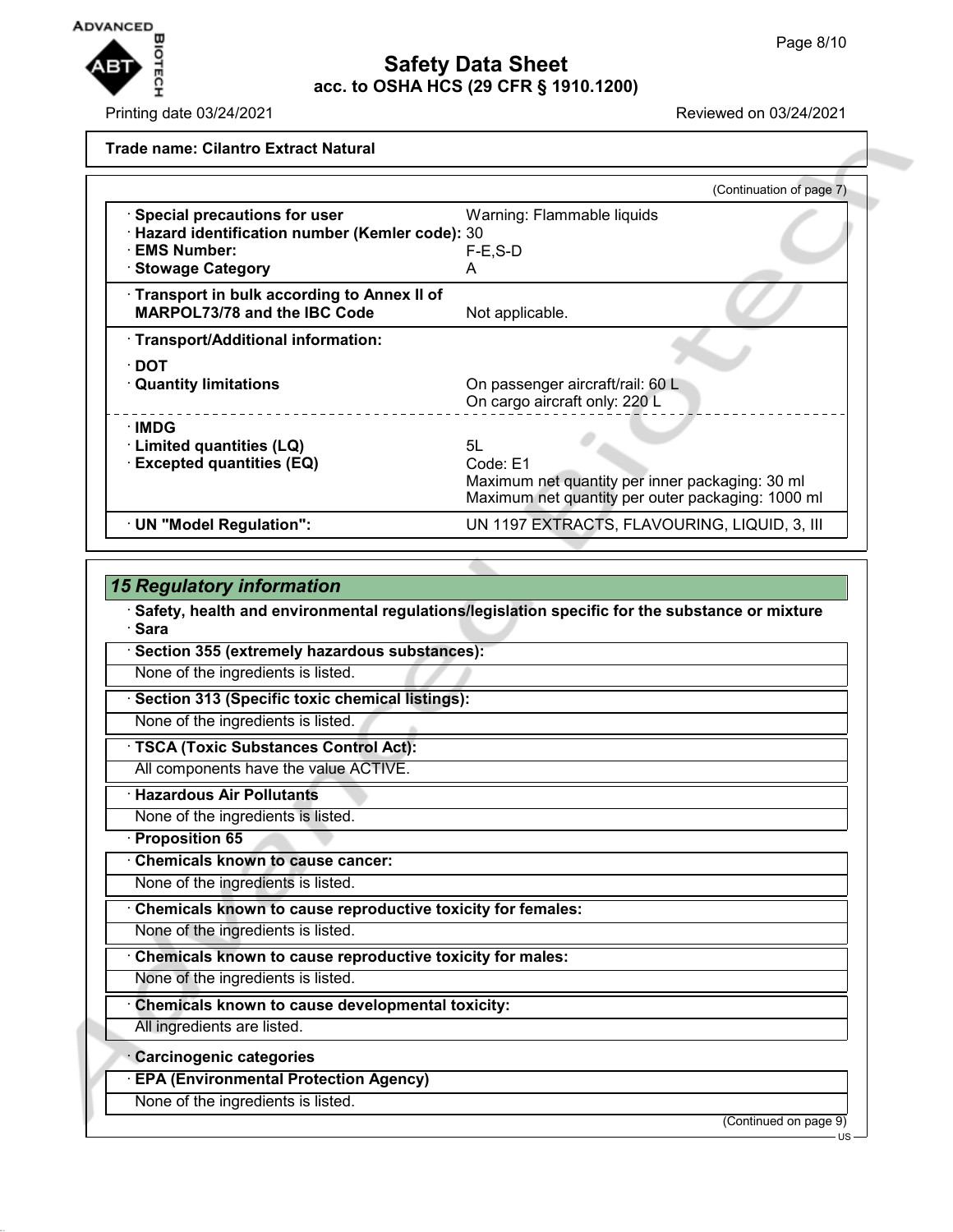**Trade name: Cilantro Extract Natural**

(Continuation of page 7)

| | |
|---|---|
| · **Special precautions for user** | Warning: Flammable liquids |
| · **Hazard identification number (Kemler code):** | 30 |
| · **EMS Number:** | F-E,S-D |
| · **Stowage Category** | A |
| · **Transport in bulk according to Annex II of MARPOL73/78 and the IBC Code** | Not applicable. |
| · **Transport/Additional information:** | |
| · **DOT** | |
| · **Quantity limitations** | On passenger aircraft/rail: 60 L<br>On cargo aircraft only: 220 L |
| · **IMDG** | |
| · **Limited quantities (LQ)** | 5L |
| · **Excepted quantities (EQ)** | Code: E1<br>Maximum net quantity per inner packaging: 30 ml<br>Maximum net quantity per outer packaging: 1000 ml |
| · **UN "Model Regulation":** | UN 1197 EXTRACTS, FLAVOURING, LIQUID, 3, III |

## *15 Regulatory information*

· **Safety, health and environmental regulations/legislation specific for the substance or mixture**

· **Sara**

· **Section 355 (extremely hazardous substances):**

None of the ingredients is listed.

· **Section 313 (Specific toxic chemical listings):**

None of the ingredients is listed.

· **TSCA (Toxic Substances Control Act):**

All components have the value ACTIVE.

· **Hazardous Air Pollutants**

None of the ingredients is listed.

· **Proposition 65**

· **Chemicals known to cause cancer:**

None of the ingredients is listed.

· **Chemicals known to cause reproductive toxicity for females:**

None of the ingredients is listed.

· **Chemicals known to cause reproductive toxicity for males:**

None of the ingredients is listed.

· **Chemicals known to cause developmental toxicity:**

All ingredients are listed.

· **Carcinogenic categories**

· **EPA (Environmental Protection Agency)**

None of the ingredients is listed.

(Continued on page 9)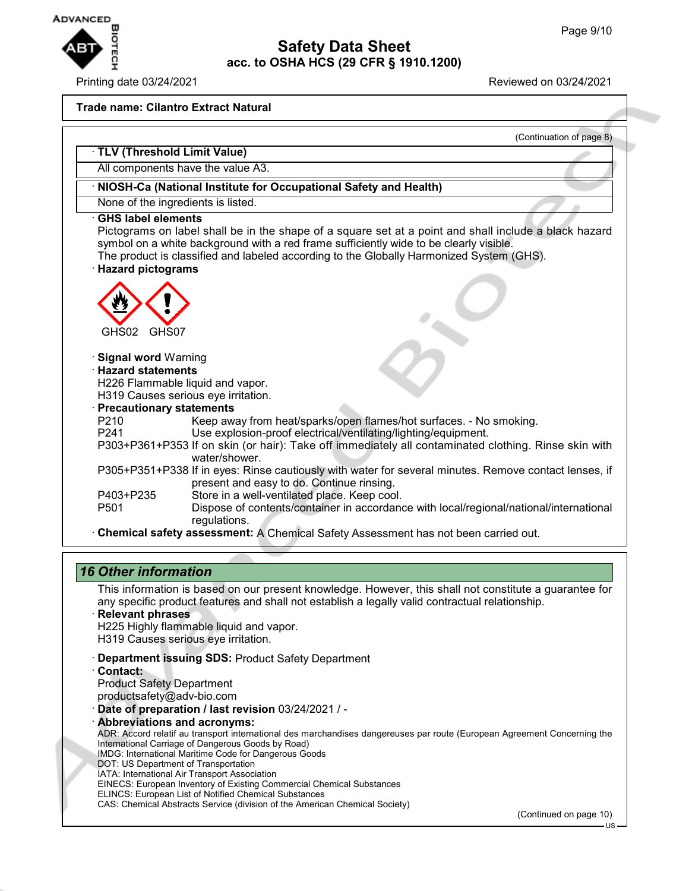**Trade name: Cilantro Extract Natural**

(Continuation of page 8)

| · TLV (Threshold Limit Value) |
|---|
| All components have the value A3. |

| · NIOSH-Ca (National Institute for Occupational Safety and Health) |
|---|
| None of the ingredients is listed. |

· **GHS label elements**
Pictograms on label shall be in the shape of a square set at a point and shall include a black hazard symbol on a white background with a red frame sufficiently wide to be clearly visible.
The product is classified and labeled according to the Globally Harmonized System (GHS).

· **Hazard pictograms**

GHS02 GHS07

· **Signal word** Warning

· **Hazard statements**
H226 Flammable liquid and vapor.
H319 Causes serious eye irritation.

· **Precautionary statements**

| | |
|---|---|
| P210 | Keep away from heat/sparks/open flames/hot surfaces. - No smoking. |
| P241 | Use explosion-proof electrical/ventilating/lighting/equipment. |
| P303+P361+P353 | If on skin (or hair): Take off immediately all contaminated clothing. Rinse skin with water/shower. |
| P305+P351+P338 | If in eyes: Rinse cautiously with water for several minutes. Remove contact lenses, if present and easy to do. Continue rinsing. |
| P403+P235 | Store in a well-ventilated place. Keep cool. |
| P501 | Dispose of contents/container in accordance with local/regional/national/international regulations. |

· **Chemical safety assessment:** A Chemical Safety Assessment has not been carried out.

## 16 Other information

This information is based on our present knowledge. However, this shall not constitute a guarantee for any specific product features and shall not establish a legally valid contractual relationship.

· **Relevant phrases**
H225 Highly flammable liquid and vapor.
H319 Causes serious eye irritation.

· **Department issuing SDS:** Product Safety Department

· **Contact:**
Product Safety Department
productsafety@adv-bio.com

· **Date of preparation / last revision** 03/24/2021 / -

· **Abbreviations and acronyms:**
ADR: Accord relatif au transport international des marchandises dangereuses par route (European Agreement Concerning the International Carriage of Dangerous Goods by Road)
IMDG: International Maritime Code for Dangerous Goods
DOT: US Department of Transportation
IATA: International Air Transport Association
EINECS: European Inventory of Existing Commercial Chemical Substances
ELINCS: European List of Notified Chemical Substances
CAS: Chemical Abstracts Service (division of the American Chemical Society)

(Continued on page 10)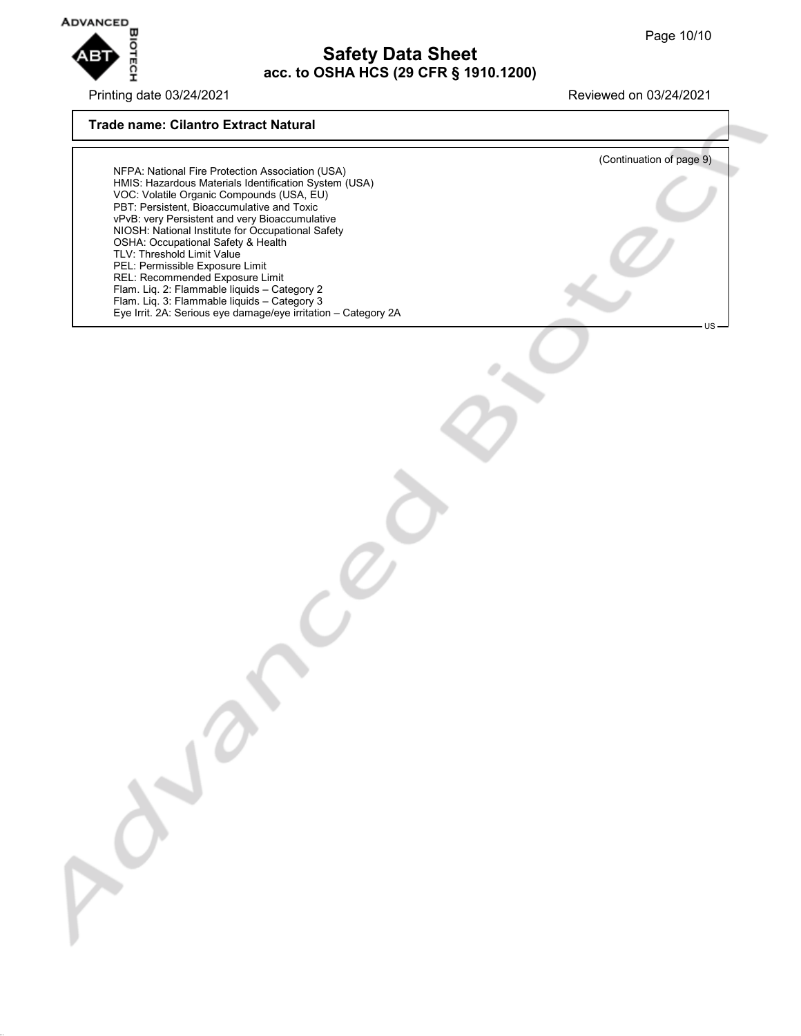**Trade name: Cilantro Extract Natural**

(Continuation of page 9)

NFPA: National Fire Protection Association (USA)
HMIS: Hazardous Materials Identification System (USA)
VOC: Volatile Organic Compounds (USA, EU)
PBT: Persistent, Bioaccumulative and Toxic
vPvB: very Persistent and very Bioaccumulative
NIOSH: National Institute for Occupational Safety
OSHA: Occupational Safety & Health
TLV: Threshold Limit Value
PEL: Permissible Exposure Limit
REL: Recommended Exposure Limit
Flam. Liq. 2: Flammable liquids – Category 2
Flam. Liq. 3: Flammable liquids – Category 3
Eye Irrit. 2A: Serious eye damage/eye irritation – Category 2A